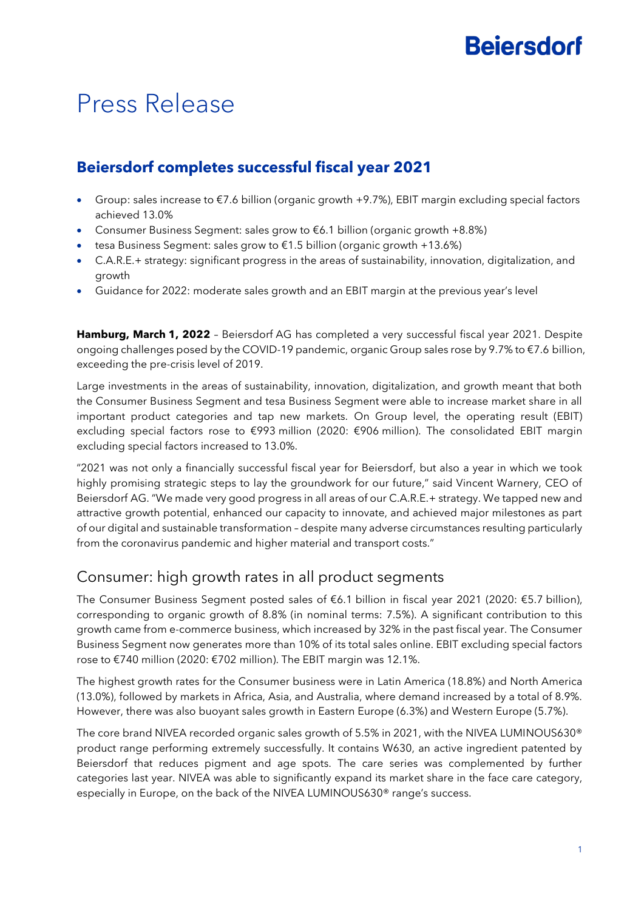# Press Release

## Beiersdorf completes successful fiscal year 2021

- Group: sales increase to €7.6 billion (organic growth +9.7%), EBIT margin excluding special factors achieved 13.0%
- Consumer Business Segment: sales grow to €6.1 billion (organic growth +8.8%)
- tesa Business Segment: sales grow to €1.5 billion (organic growth +13.6%)
- C.A.R.E.+ strategy: significant progress in the areas of sustainability, innovation, digitalization, and growth
- Guidance for 2022: moderate sales growth and an EBIT margin at the previous year's level

**Hamburg, March 1, 2022** – Beiersdorf AG has completed a very successful fiscal year 2021. Despite ongoing challenges posed by the COVID-19 pandemic, organic Group sales rose by 9.7% to €7.6 billion, exceeding the pre-crisis level of 2019.

Large investments in the areas of sustainability, innovation, digitalization, and growth meant that both the Consumer Business Segment and tesa Business Segment were able to increase market share in all important product categories and tap new markets. On Group level, the operating result (EBIT) excluding special factors rose to €993 million (2020: €906 million). The consolidated EBIT margin excluding special factors increased to 13.0%.

"2021 was not only a financially successful fiscal year for Beiersdorf, but also a year in which we took highly promising strategic steps to lay the groundwork for our future," said Vincent Warnery, CEO of Beiersdorf AG. "We made very good progress in all areas of our C.A.R.E.+ strategy. We tapped new and attractive growth potential, enhanced our capacity to innovate, and achieved major milestones as part of our digital and sustainable transformation – despite many adverse circumstances resulting particularly from the coronavirus pandemic and higher material and transport costs."

## Consumer: high growth rates in all product segments

The Consumer Business Segment posted sales of €6.1 billion in fiscal year 2021 (2020: €5.7 billion), corresponding to organic growth of 8.8% (in nominal terms: 7.5%). A significant contribution to this growth came from e-commerce business, which increased by 32% in the past fiscal year. The Consumer Business Segment now generates more than 10% of its total sales online. EBIT excluding special factors rose to €740 million (2020: €702 million). The EBIT margin was 12.1%.

The highest growth rates for the Consumer business were in Latin America (18.8%) and North America (13.0%), followed by markets in Africa, Asia, and Australia, where demand increased by a total of 8.9%. However, there was also buoyant sales growth in Eastern Europe (6.3%) and Western Europe (5.7%).

The core brand NIVEA recorded organic sales growth of 5.5% in 2021, with the NIVEA LUMINOUS630® product range performing extremely successfully. It contains W630, an active ingredient patented by Beiersdorf that reduces pigment and age spots. The care series was complemented by further categories last year. NIVEA was able to significantly expand its market share in the face care category, especially in Europe, on the back of the NIVEA LUMINOUS630® range's success.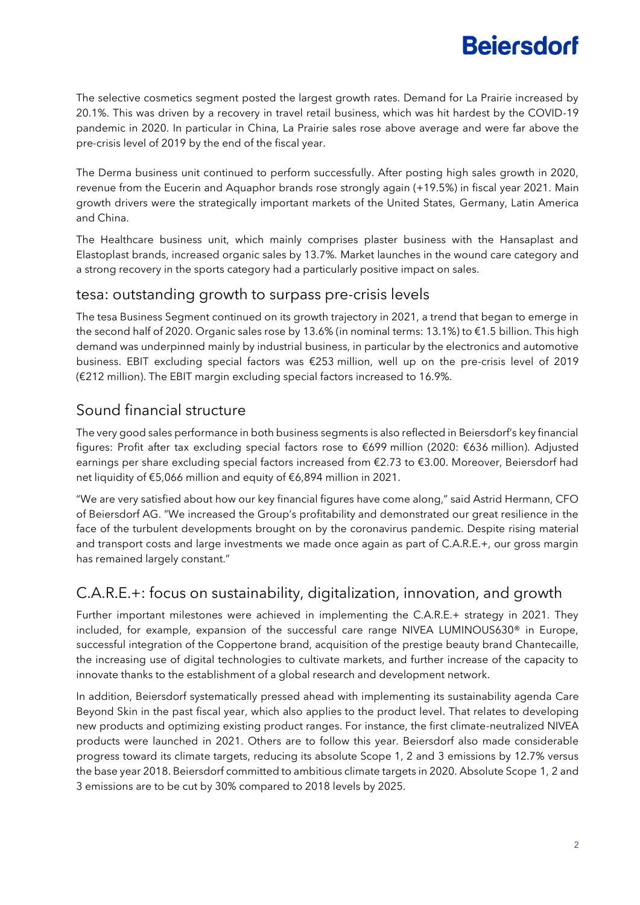The selective cosmetics segment posted the largest growth rates. Demand for La Prairie increased by 20.1%. This was driven by a recovery in travel retail business, which was hit hardest by the COVID-19 pandemic in 2020. In particular in China, La Prairie sales rose above average and were far above the pre-crisis level of 2019 by the end of the fiscal year.

The Derma business unit continued to perform successfully. After posting high sales growth in 2020, revenue from the Eucerin and Aquaphor brands rose strongly again (+19.5%) in fiscal year 2021. Main growth drivers were the strategically important markets of the United States, Germany, Latin America and China.

The Healthcare business unit, which mainly comprises plaster business with the Hansaplast and Elastoplast brands, increased organic sales by 13.7%. Market launches in the wound care category and a strong recovery in the sports category had a particularly positive impact on sales.

## tesa: outstanding growth to surpass pre-crisis levels

The tesa Business Segment continued on its growth trajectory in 2021, a trend that began to emerge in the second half of 2020. Organic sales rose by 13.6% (in nominal terms: 13.1%) to €1.5 billion. This high demand was underpinned mainly by industrial business, in particular by the electronics and automotive business. EBIT excluding special factors was €253 million, well up on the pre-crisis level of 2019 (€212 million). The EBIT margin excluding special factors increased to 16.9%.

## Sound financial structure

The very good sales performance in both business segments is also reflected in Beiersdorf's key financial figures: Profit after tax excluding special factors rose to €699 million (2020: €636 million). Adjusted earnings per share excluding special factors increased from €2.73 to €3.00. Moreover, Beiersdorf had net liquidity of €5,066 million and equity of €6,894 million in 2021.

"We are very satisfied about how our key financial figures have come along," said Astrid Hermann, CFO of Beiersdorf AG. "We increased the Group's profitability and demonstrated our great resilience in the face of the turbulent developments brought on by the coronavirus pandemic. Despite rising material and transport costs and large investments we made once again as part of C.A.R.E.+, our gross margin has remained largely constant."

## C.A.R.E.+: focus on sustainability, digitalization, innovation, and growth

Further important milestones were achieved in implementing the C.A.R.E.+ strategy in 2021. They included, for example, expansion of the successful care range NIVEA LUMINOUS630® in Europe, successful integration of the Coppertone brand, acquisition of the prestige beauty brand Chantecaille, the increasing use of digital technologies to cultivate markets, and further increase of the capacity to innovate thanks to the establishment of a global research and development network.

In addition, Beiersdorf systematically pressed ahead with implementing its sustainability agenda Care Beyond Skin in the past fiscal year, which also applies to the product level. That relates to developing new products and optimizing existing product ranges. For instance, the first climate-neutralized NIVEA products were launched in 2021. Others are to follow this year. Beiersdorf also made considerable progress toward its climate targets, reducing its absolute Scope 1, 2 and 3 emissions by 12.7% versus the base year 2018. Beiersdorf committed to ambitious climate targets in 2020. Absolute Scope 1, 2 and 3 emissions are to be cut by 30% compared to 2018 levels by 2025.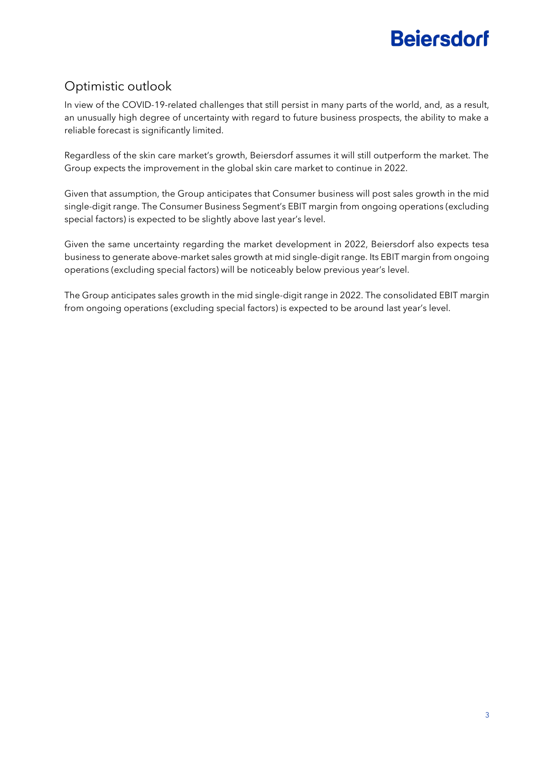## Optimistic outlook

In view of the COVID-19-related challenges that still persist in many parts of the world, and, as a result, an unusually high degree of uncertainty with regard to future business prospects, the ability to make a reliable forecast is significantly limited.

Regardless of the skin care market's growth, Beiersdorf assumes it will still outperform the market. The Group expects the improvement in the global skin care market to continue in 2022.

Given that assumption, the Group anticipates that Consumer business will post sales growth in the mid single-digit range. The Consumer Business Segment's EBIT margin from ongoing operations (excluding special factors) is expected to be slightly above last year's level.

Given the same uncertainty regarding the market development in 2022, Beiersdorf also expects tesa business to generate above-market sales growth at mid single-digit range. Its EBIT margin from ongoing operations (excluding special factors) will be noticeably below previous year's level.

The Group anticipates sales growth in the mid single-digit range in 2022. The consolidated EBIT margin from ongoing operations (excluding special factors) is expected to be around last year's level.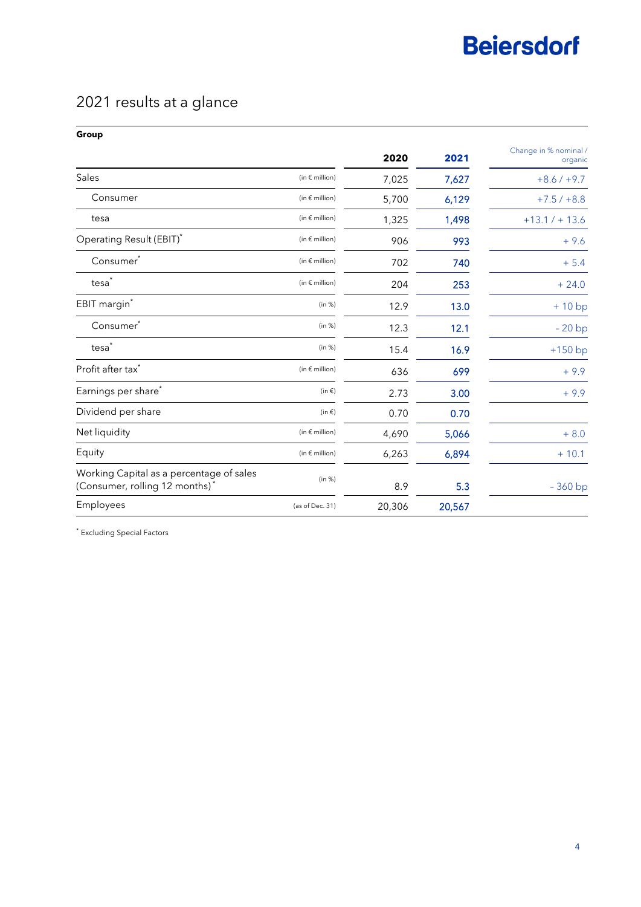# 2021 results at a glance

**Group**

| | | 2020 | 2021 | Change in % nominal / organic |
|---|---|---|---|---|
| Sales | (in € million) | 7,025 | 7,627 | +8.6 / +9.7 |
| Consumer | (in € million) | 5,700 | 6,129 | +7.5 / +8.8 |
| tesa | (in € million) | 1,325 | 1,498 | +13.1 / + 13.6 |
| Operating Result (EBIT)* | (in € million) | 906 | 993 | + 9.6 |
| Consumer* | (in € million) | 702 | 740 | + 5.4 |
| tesa* | (in € million) | 204 | 253 | + 24.0 |
| EBIT margin* | (in %) | 12.9 | 13.0 | + 10 bp |
| Consumer* | (in %) | 12.3 | 12.1 | – 20 bp |
| tesa* | (in %) | 15.4 | 16.9 | +150 bp |
| Profit after tax* | (in € million) | 636 | 699 | + 9.9 |
| Earnings per share* | (in €) | 2.73 | 3.00 | + 9.9 |
| Dividend per share | (in €) | 0.70 | 0.70 | |
| Net liquidity | (in € million) | 4,690 | 5,066 | + 8.0 |
| Equity | (in € million) | 6,263 | 6,894 | + 10.1 |
| Working Capital as a percentage of sales (Consumer, rolling 12 months)* | (in %) | 8.9 | 5.3 | – 360 bp |
| Employees | (as of Dec. 31) | 20,306 | 20,567 | |

* Excluding Special Factors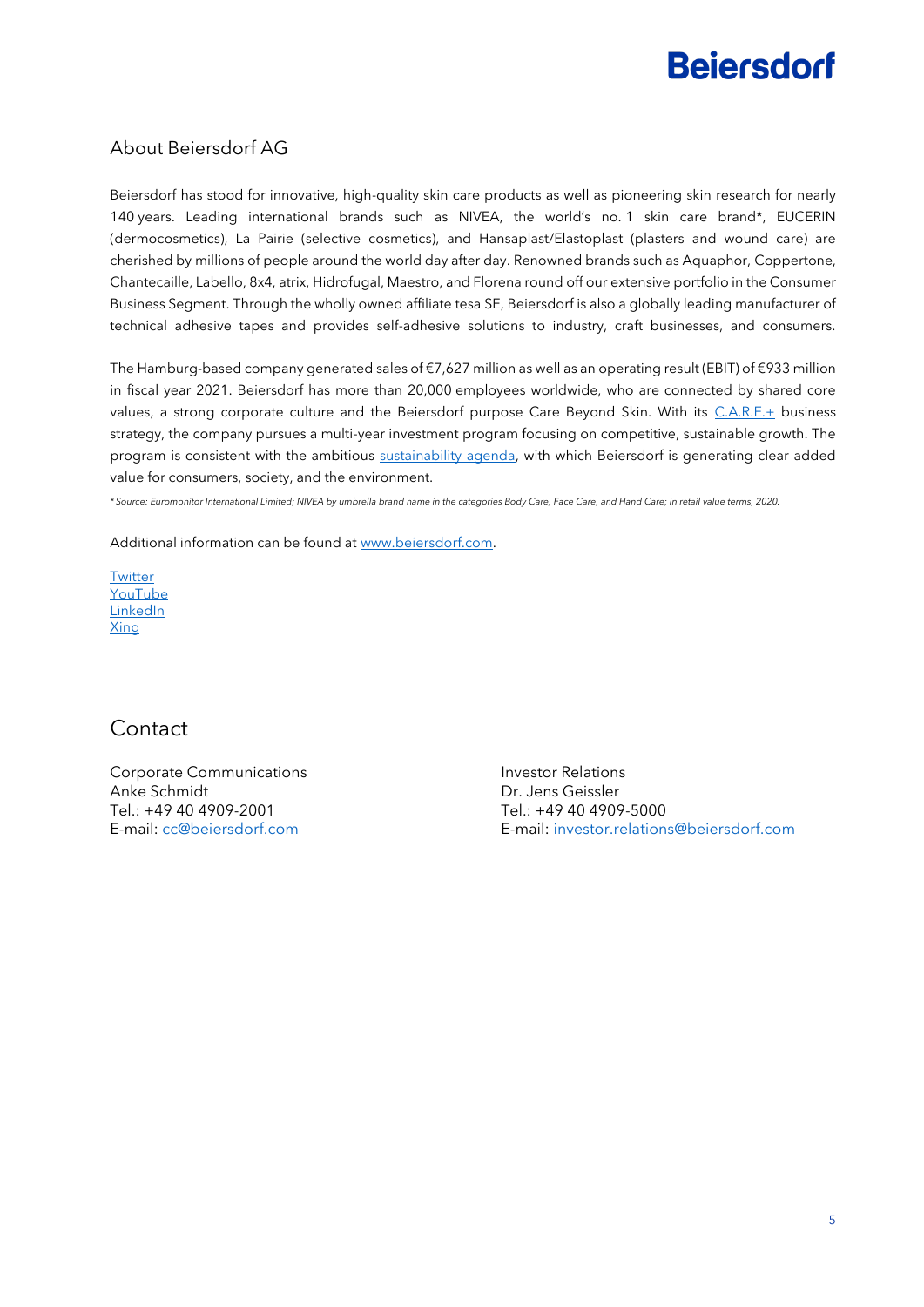## About Beiersdorf AG

Beiersdorf has stood for innovative, high-quality skin care products as well as pioneering skin research for nearly 140 years. Leading international brands such as NIVEA, the world's no. 1 skin care brand*, EUCERIN (dermocosmetics), La Pairie (selective cosmetics), and Hansaplast/Elastoplast (plasters and wound care) are cherished by millions of people around the world day after day. Renowned brands such as Aquaphor, Coppertone, Chantecaille, Labello, 8x4, atrix, Hidrofugal, Maestro, and Florena round off our extensive portfolio in the Consumer Business Segment. Through the wholly owned affiliate tesa SE, Beiersdorf is also a globally leading manufacturer of technical adhesive tapes and provides self-adhesive solutions to industry, craft businesses, and consumers.

The Hamburg-based company generated sales of €7,627 million as well as an operating result (EBIT) of €933 million in fiscal year 2021. Beiersdorf has more than 20,000 employees worldwide, who are connected by shared core values, a strong corporate culture and the Beiersdorf purpose Care Beyond Skin. With its [C.A.R.E.+](#) business strategy, the company pursues a multi-year investment program focusing on competitive, sustainable growth. The program is consistent with the ambitious [sustainability agenda](#), with which Beiersdorf is generating clear added value for consumers, society, and the environment.

*\* Source: Euromonitor International Limited; NIVEA by umbrella brand name in the categories Body Care, Face Care, and Hand Care; in retail value terms, 2020.*

Additional information can be found at [www.beiersdorf.com](http://www.beiersdorf.com).

[Twitter](#)
[YouTube](#)
[LinkedIn](#)
[Xing](#)

## Contact

Corporate Communications
Anke Schmidt
Tel.: +49 40 4909-2001
E-mail: [cc@beiersdorf.com](mailto:cc@beiersdorf.com)

Investor Relations
Dr. Jens Geissler
Tel.: +49 40 4909-5000
E-mail: [investor.relations@beiersdorf.com](mailto:investor.relations@beiersdorf.com)